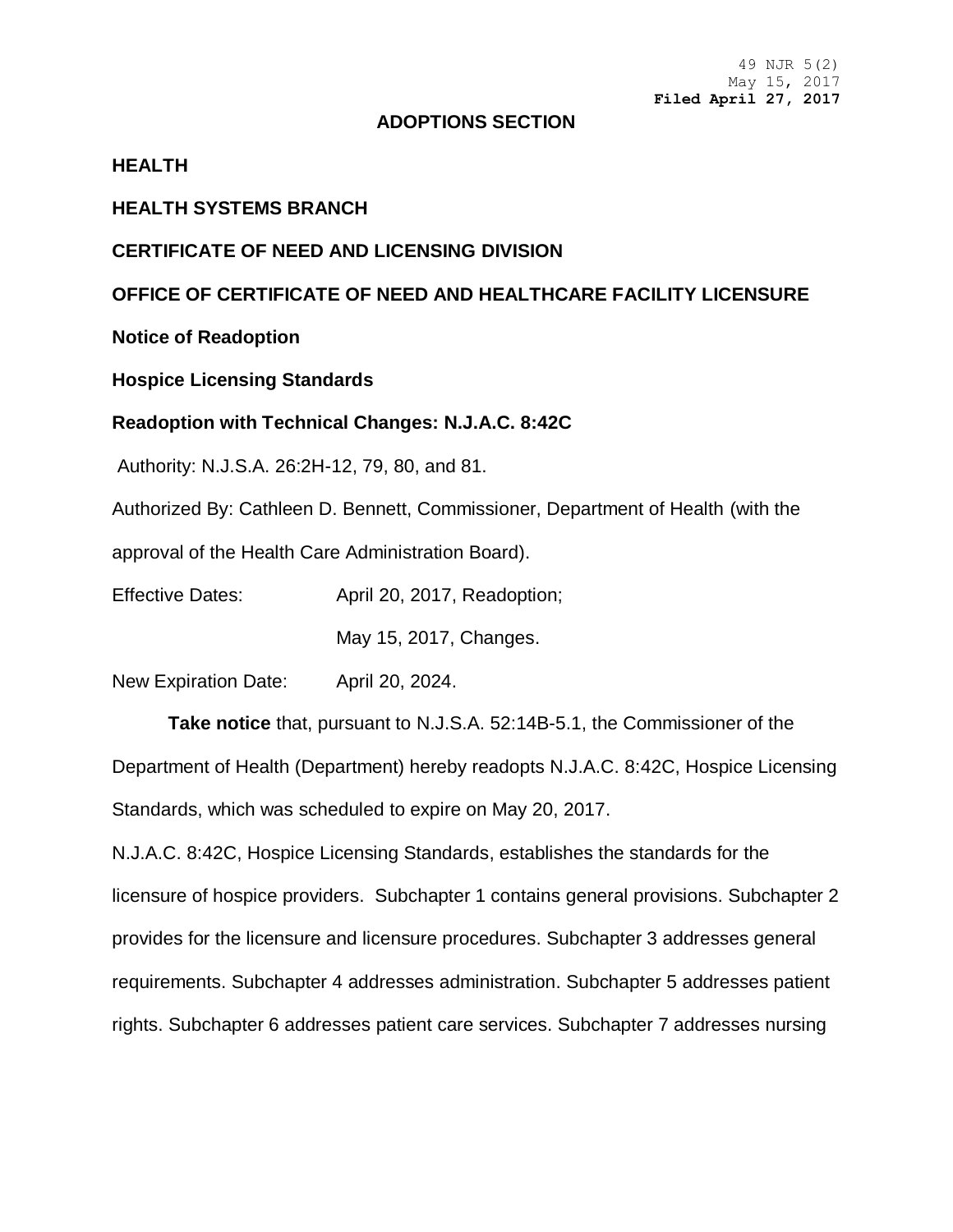49 NJR 5(2)
May 15, 2017
**Filed April 27, 2017**

## ADOPTIONS SECTION

**HEALTH**

**HEALTH SYSTEMS BRANCH**

**CERTIFICATE OF NEED AND LICENSING DIVISION**

**OFFICE OF CERTIFICATE OF NEED AND HEALTHCARE FACILITY LICENSURE**

**Notice of Readoption**

**Hospice Licensing Standards**

**Readoption with Technical Changes: N.J.A.C. 8:42C**

Authority: N.J.S.A. 26:2H-12, 79, 80, and 81.

Authorized By: Cathleen D. Bennett, Commissioner, Department of Health (with the approval of the Health Care Administration Board).

Effective Dates: April 20, 2017, Readoption;

May 15, 2017, Changes.

New Expiration Date: April 20, 2024.

**Take notice** that, pursuant to N.J.S.A. 52:14B-5.1, the Commissioner of the Department of Health (Department) hereby readopts N.J.A.C. 8:42C, Hospice Licensing Standards, which was scheduled to expire on May 20, 2017.

N.J.A.C. 8:42C, Hospice Licensing Standards, establishes the standards for the licensure of hospice providers. Subchapter 1 contains general provisions. Subchapter 2 provides for the licensure and licensure procedures. Subchapter 3 addresses general requirements. Subchapter 4 addresses administration. Subchapter 5 addresses patient rights. Subchapter 6 addresses patient care services. Subchapter 7 addresses nursing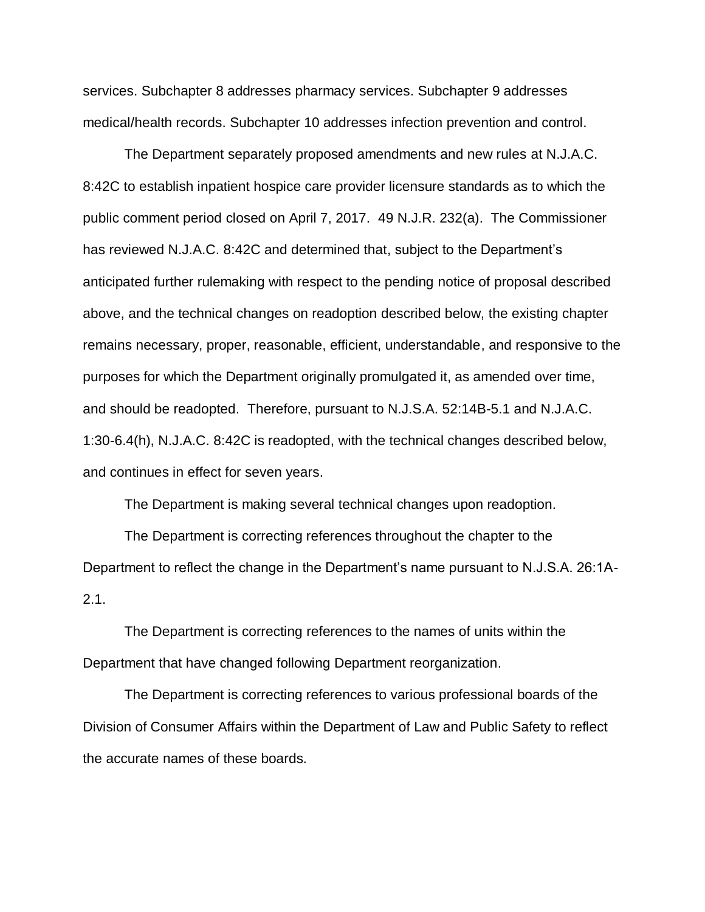services. Subchapter 8 addresses pharmacy services. Subchapter 9 addresses medical/health records. Subchapter 10 addresses infection prevention and control.

The Department separately proposed amendments and new rules at N.J.A.C. 8:42C to establish inpatient hospice care provider licensure standards as to which the public comment period closed on April 7, 2017. 49 N.J.R. 232(a). The Commissioner has reviewed N.J.A.C. 8:42C and determined that, subject to the Department's anticipated further rulemaking with respect to the pending notice of proposal described above, and the technical changes on readoption described below, the existing chapter remains necessary, proper, reasonable, efficient, understandable, and responsive to the purposes for which the Department originally promulgated it, as amended over time, and should be readopted. Therefore, pursuant to N.J.S.A. 52:14B-5.1 and N.J.A.C. 1:30-6.4(h), N.J.A.C. 8:42C is readopted, with the technical changes described below, and continues in effect for seven years.

The Department is making several technical changes upon readoption.

The Department is correcting references throughout the chapter to the Department to reflect the change in the Department's name pursuant to N.J.S.A. 26:1A-2.1.

The Department is correcting references to the names of units within the Department that have changed following Department reorganization.

The Department is correcting references to various professional boards of the Division of Consumer Affairs within the Department of Law and Public Safety to reflect the accurate names of these boards.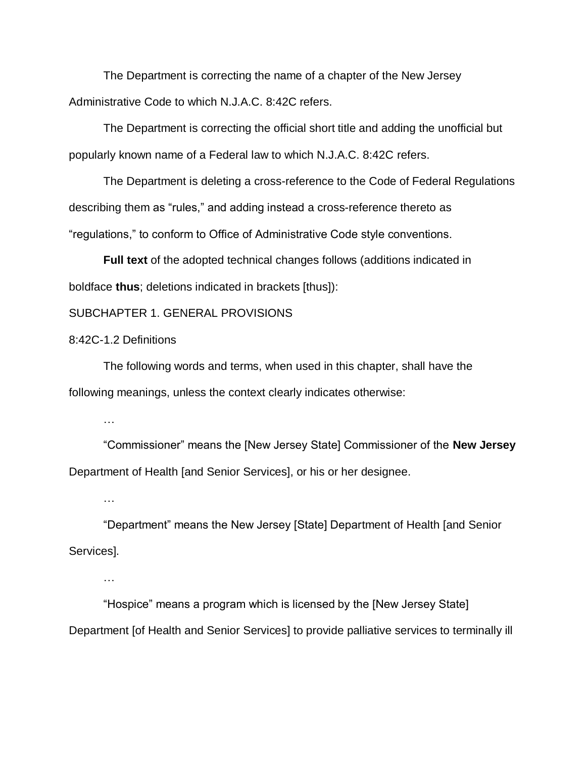The Department is correcting the name of a chapter of the New Jersey Administrative Code to which N.J.A.C. 8:42C refers.

The Department is correcting the official short title and adding the unofficial but popularly known name of a Federal law to which N.J.A.C. 8:42C refers.

The Department is deleting a cross-reference to the Code of Federal Regulations describing them as "rules," and adding instead a cross-reference thereto as "regulations," to conform to Office of Administrative Code style conventions.

**Full text** of the adopted technical changes follows (additions indicated in boldface **thus**; deletions indicated in brackets [thus]):

SUBCHAPTER 1. GENERAL PROVISIONS

8:42C-1.2 Definitions

The following words and terms, when used in this chapter, shall have the following meanings, unless the context clearly indicates otherwise:

…

"Commissioner" means the [New Jersey State] Commissioner of the **New Jersey** Department of Health [and Senior Services], or his or her designee.

…

"Department" means the New Jersey [State] Department of Health [and Senior Services].

…

"Hospice" means a program which is licensed by the [New Jersey State] Department [of Health and Senior Services] to provide palliative services to terminally ill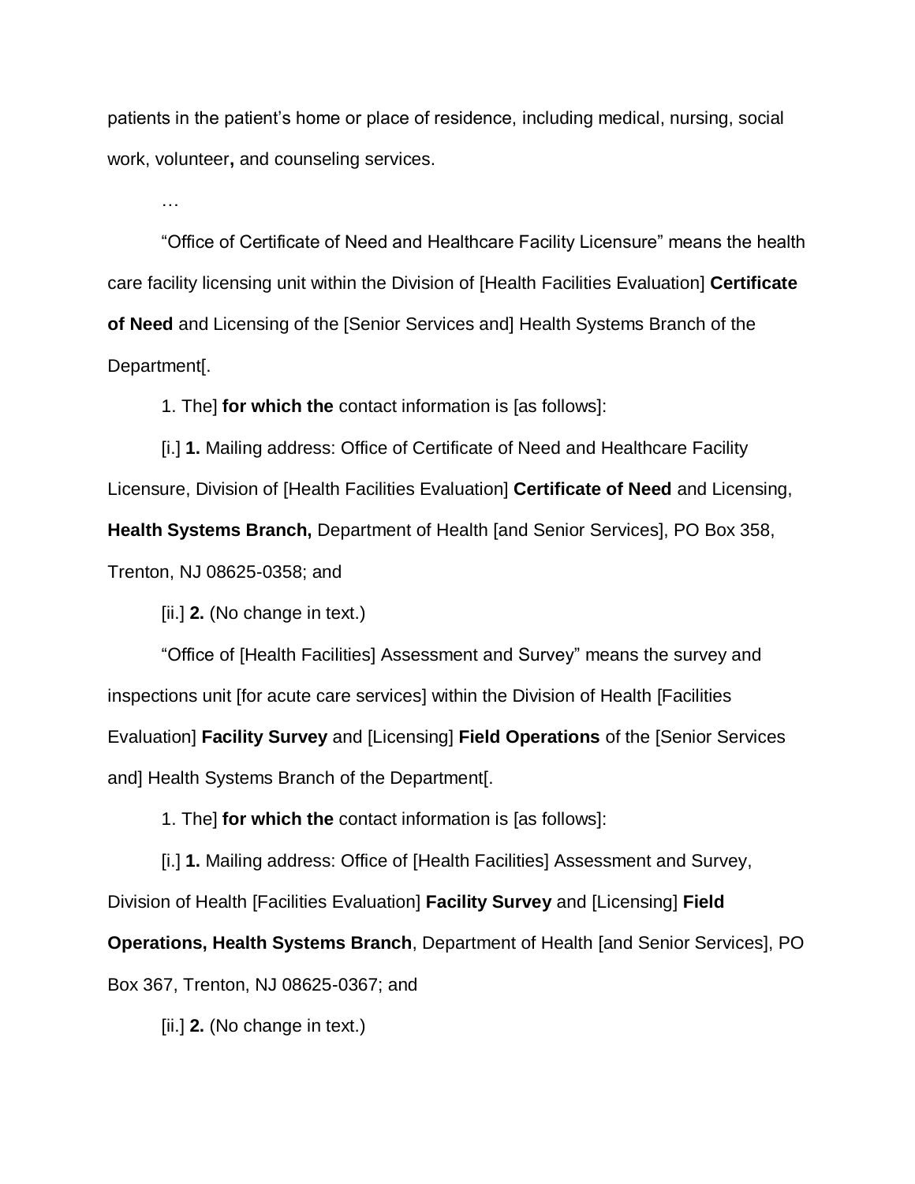patients in the patient's home or place of residence, including medical, nursing, social work, volunteer**,** and counseling services.

…

"Office of Certificate of Need and Healthcare Facility Licensure" means the health care facility licensing unit within the Division of [Health Facilities Evaluation] **Certificate of Need** and Licensing of the [Senior Services and] Health Systems Branch of the Department[.

1. The] **for which the** contact information is [as follows]:

[i.] **1.** Mailing address: Office of Certificate of Need and Healthcare Facility Licensure, Division of [Health Facilities Evaluation] **Certificate of Need** and Licensing, **Health Systems Branch,** Department of Health [and Senior Services], PO Box 358, Trenton, NJ 08625-0358; and

[ii.] **2.** (No change in text.)

"Office of [Health Facilities] Assessment and Survey" means the survey and inspections unit [for acute care services] within the Division of Health [Facilities Evaluation] **Facility Survey** and [Licensing] **Field Operations** of the [Senior Services and] Health Systems Branch of the Department[.

1. The] **for which the** contact information is [as follows]:

[i.] **1.** Mailing address: Office of [Health Facilities] Assessment and Survey, Division of Health [Facilities Evaluation] **Facility Survey** and [Licensing] **Field Operations, Health Systems Branch**, Department of Health [and Senior Services], PO Box 367, Trenton, NJ 08625-0367; and

[ii.] **2.** (No change in text.)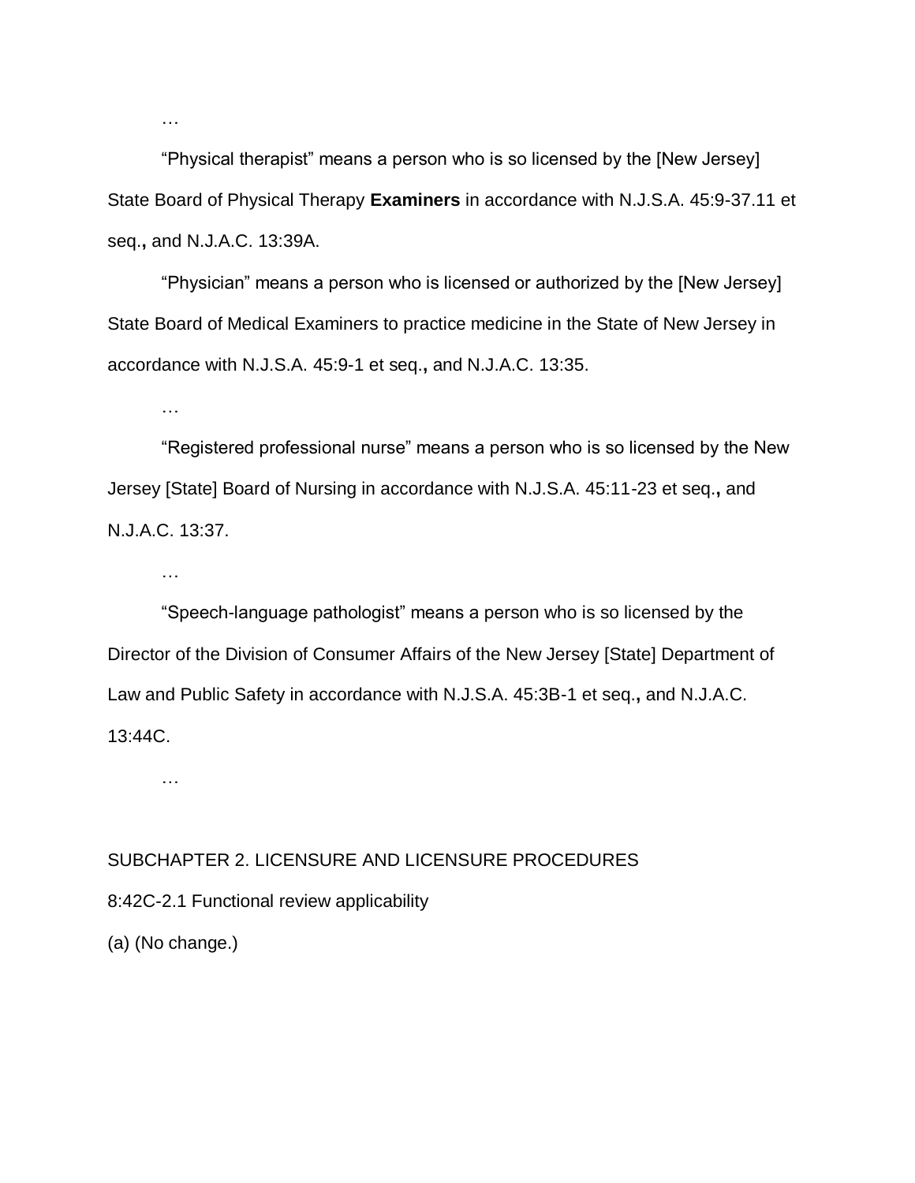…

“Physical therapist” means a person who is so licensed by the [New Jersey] State Board of Physical Therapy **Examiners** in accordance with N.J.S.A. 45:9-37.11 et seq.**,** and N.J.A.C. 13:39A.

“Physician” means a person who is licensed or authorized by the [New Jersey] State Board of Medical Examiners to practice medicine in the State of New Jersey in accordance with N.J.S.A. 45:9-1 et seq.**,** and N.J.A.C. 13:35.

…

“Registered professional nurse” means a person who is so licensed by the New Jersey [State] Board of Nursing in accordance with N.J.S.A. 45:11-23 et seq.**,** and N.J.A.C. 13:37.

…

“Speech-language pathologist” means a person who is so licensed by the Director of the Division of Consumer Affairs of the New Jersey [State] Department of Law and Public Safety in accordance with N.J.S.A. 45:3B-1 et seq.**,** and N.J.A.C. 13:44C.

…

SUBCHAPTER 2. LICENSURE AND LICENSURE PROCEDURES

8:42C-2.1 Functional review applicability

(a) (No change.)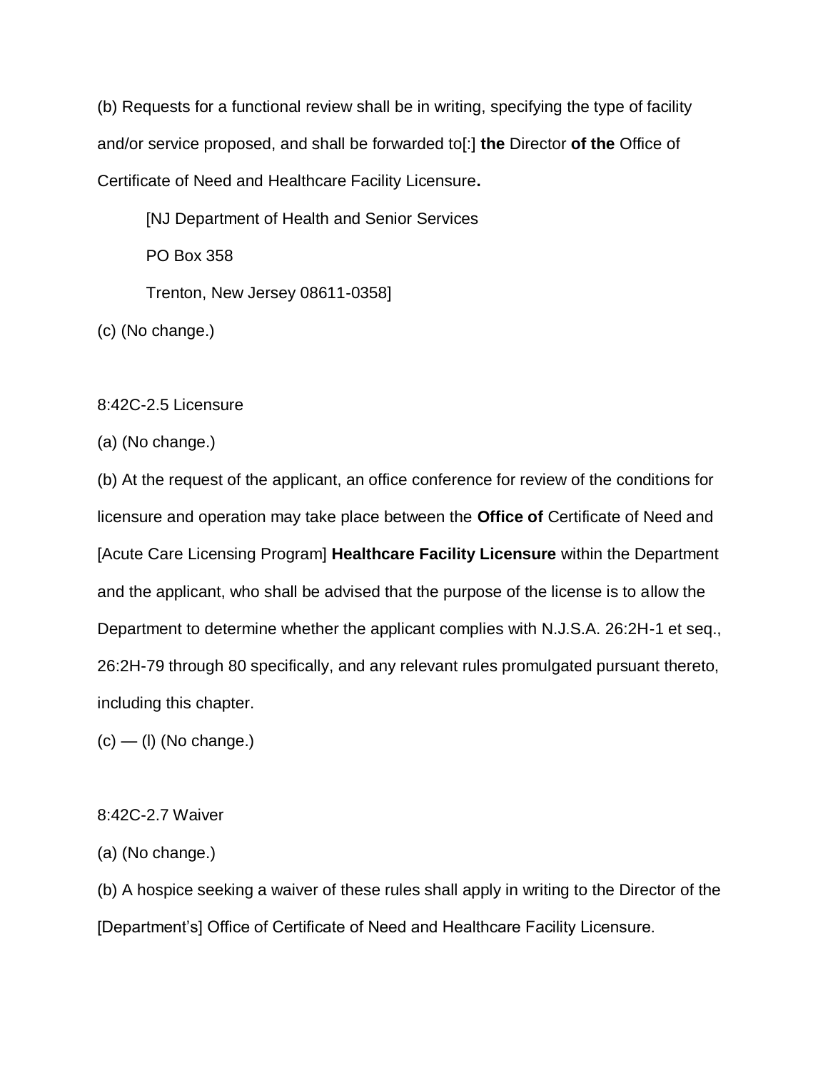(b) Requests for a functional review shall be in writing, specifying the type of facility and/or service proposed, and shall be forwarded to[:] **the** Director **of the** Office of Certificate of Need and Healthcare Facility Licensure**.**

> [NJ Department of Health and Senior Services
>
> PO Box 358
>
> Trenton, New Jersey 08611-0358]

(c) (No change.)

8:42C-2.5 Licensure

(a) (No change.)

(b) At the request of the applicant, an office conference for review of the conditions for licensure and operation may take place between the **Office of** Certificate of Need and [Acute Care Licensing Program] **Healthcare Facility Licensure** within the Department and the applicant, who shall be advised that the purpose of the license is to allow the Department to determine whether the applicant complies with N.J.S.A. 26:2H-1 et seq., 26:2H-79 through 80 specifically, and any relevant rules promulgated pursuant thereto, including this chapter.

(c) — (l) (No change.)

8:42C-2.7 Waiver

(a) (No change.)

(b) A hospice seeking a waiver of these rules shall apply in writing to the Director of the [Department's] Office of Certificate of Need and Healthcare Facility Licensure.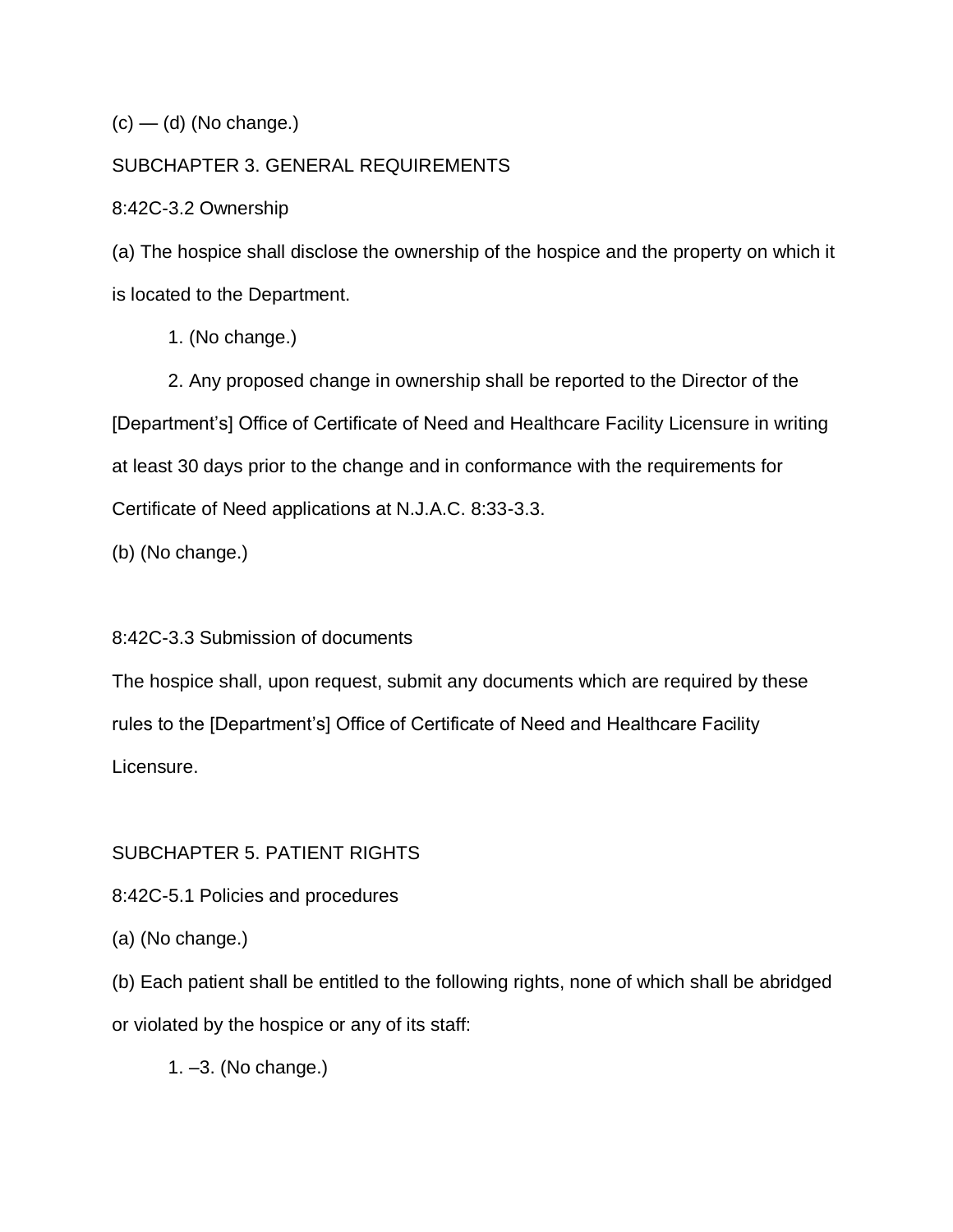(c) — (d) (No change.)

SUBCHAPTER 3. GENERAL REQUIREMENTS

8:42C-3.2 Ownership

(a) The hospice shall disclose the ownership of the hospice and the property on which it is located to the Department.

1. (No change.)

2. Any proposed change in ownership shall be reported to the Director of the [Department's] Office of Certificate of Need and Healthcare Facility Licensure in writing at least 30 days prior to the change and in conformance with the requirements for Certificate of Need applications at N.J.A.C. 8:33-3.3.

(b) (No change.)

8:42C-3.3 Submission of documents

The hospice shall, upon request, submit any documents which are required by these rules to the [Department's] Office of Certificate of Need and Healthcare Facility Licensure.

SUBCHAPTER 5. PATIENT RIGHTS

8:42C-5.1 Policies and procedures

(a) (No change.)

(b) Each patient shall be entitled to the following rights, none of which shall be abridged or violated by the hospice or any of its staff:

1. –3. (No change.)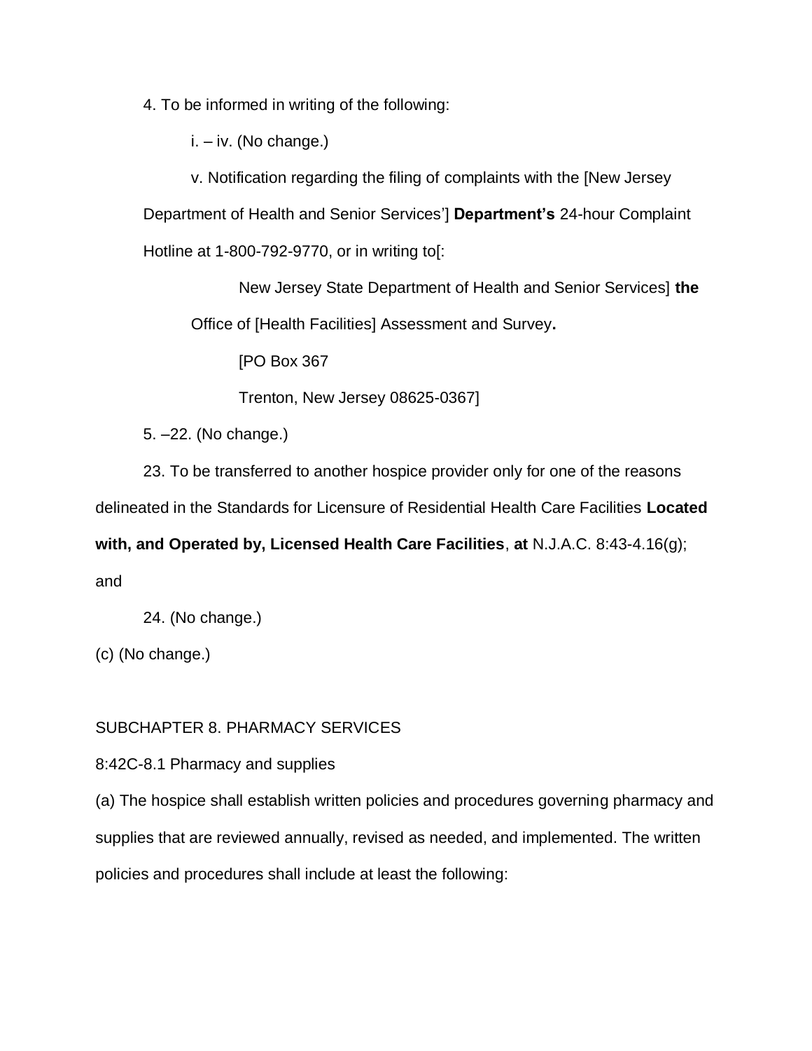4. To be informed in writing of the following:

i. – iv. (No change.)

v. Notification regarding the filing of complaints with the [New Jersey Department of Health and Senior Services'] **Department's** 24-hour Complaint Hotline at 1-800-792-9770, or in writing to[:

New Jersey State Department of Health and Senior Services] **the** Office of [Health Facilities] Assessment and Survey**.**

[PO Box 367

Trenton, New Jersey 08625-0367]

5. –22. (No change.)

23. To be transferred to another hospice provider only for one of the reasons delineated in the Standards for Licensure of Residential Health Care Facilities **Located with, and Operated by, Licensed Health Care Facilities**, **at** N.J.A.C. 8:43-4.16(g); and

24. (No change.)

(c) (No change.)

SUBCHAPTER 8. PHARMACY SERVICES

8:42C-8.1 Pharmacy and supplies

(a) The hospice shall establish written policies and procedures governing pharmacy and supplies that are reviewed annually, revised as needed, and implemented. The written policies and procedures shall include at least the following: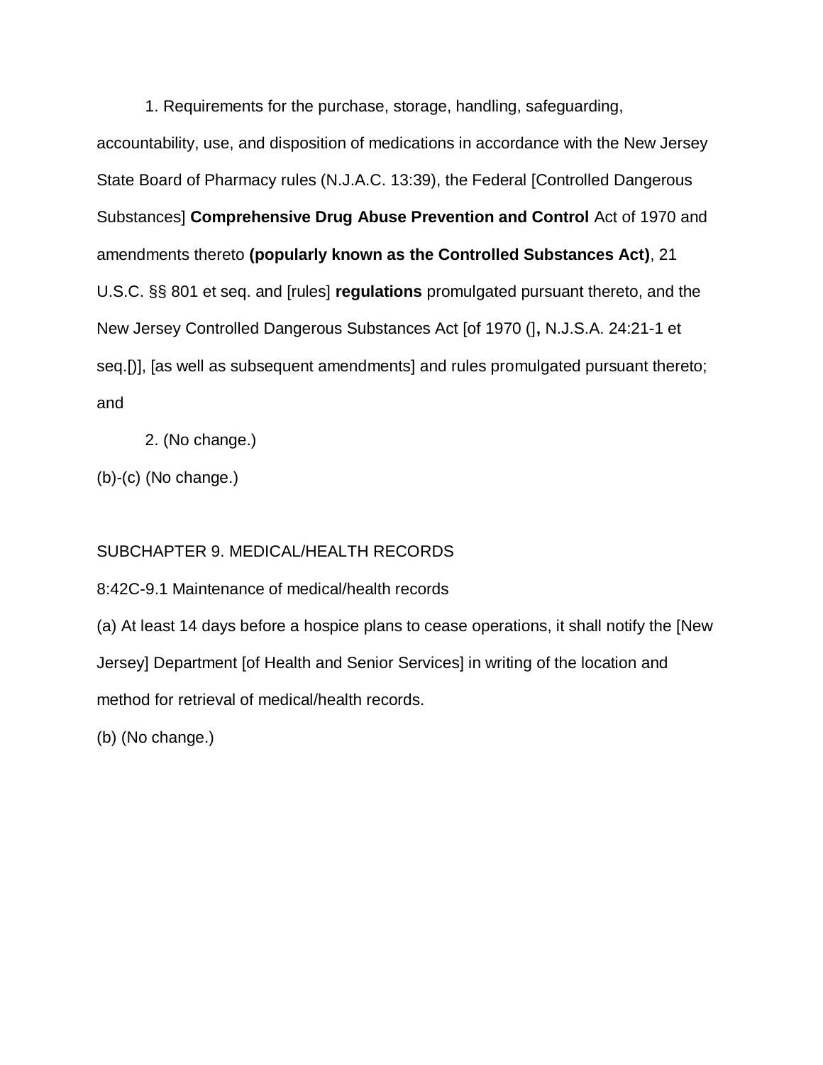1. Requirements for the purchase, storage, handling, safeguarding, accountability, use, and disposition of medications in accordance with the New Jersey State Board of Pharmacy rules (N.J.A.C. 13:39), the Federal [Controlled Dangerous Substances] **Comprehensive Drug Abuse Prevention and Control** Act of 1970 and amendments thereto **(popularly known as the Controlled Substances Act)**, 21 U.S.C. §§ 801 et seq. and [rules] **regulations** promulgated pursuant thereto, and the New Jersey Controlled Dangerous Substances Act [of 1970 (]**,** N.J.S.A. 24:21-1 et seq.[)], [as well as subsequent amendments] and rules promulgated pursuant thereto; and

2. (No change.)

(b)-(c) (No change.)

SUBCHAPTER 9. MEDICAL/HEALTH RECORDS

8:42C-9.1 Maintenance of medical/health records

(a) At least 14 days before a hospice plans to cease operations, it shall notify the [New Jersey] Department [of Health and Senior Services] in writing of the location and method for retrieval of medical/health records.

(b) (No change.)